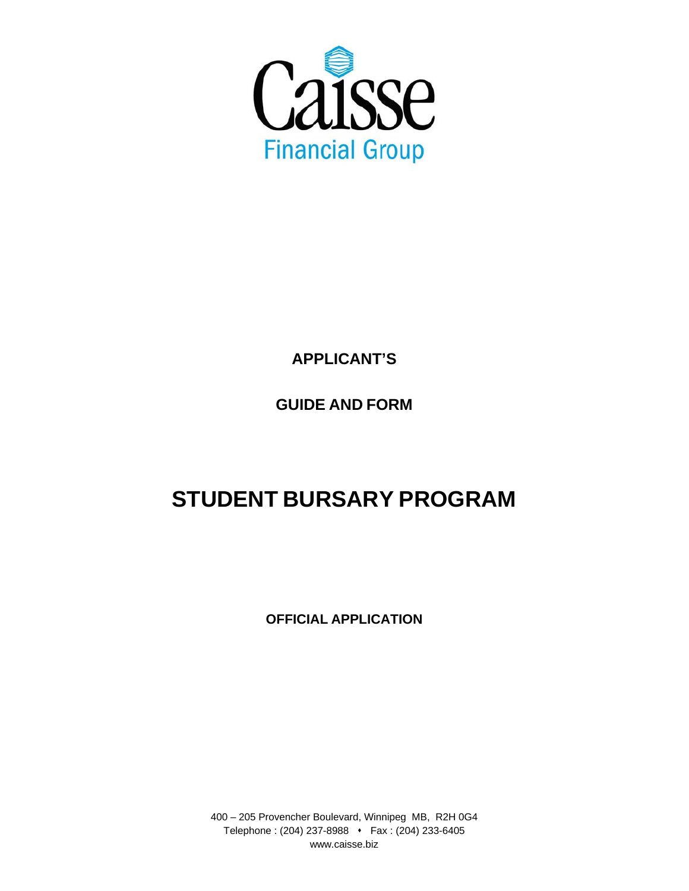Caisse

Financial Group

**APPLICANT'S**

**GUIDE AND FORM**

# STUDENT BURSARY PROGRAM

**OFFICIAL APPLICATION**

400 – 205 Provencher Boulevard, Winnipeg MB, R2H 0G4
Telephone : (204) 237-8988 • Fax : (204) 233-6405
www.caisse.biz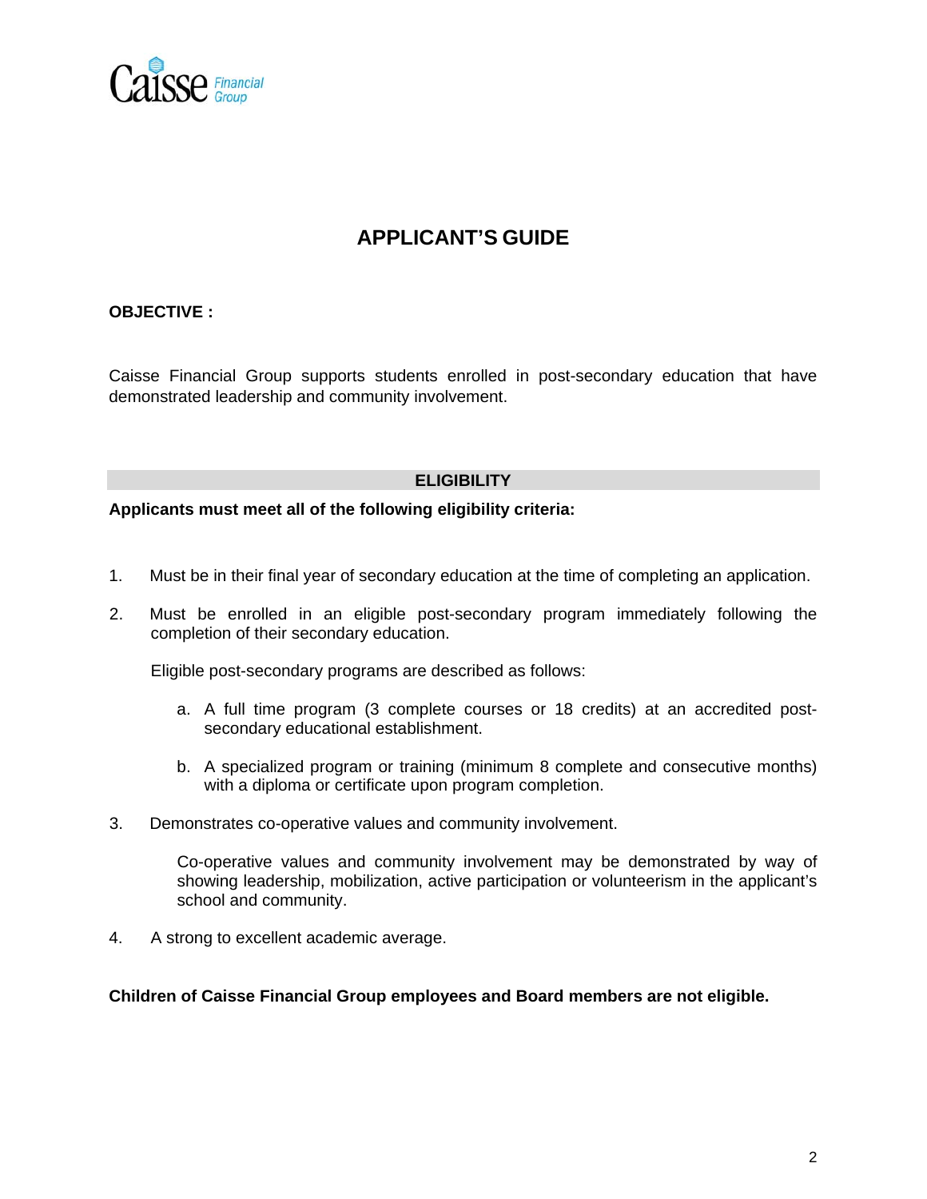# APPLICANT'S GUIDE

**OBJECTIVE :**

Caisse Financial Group supports students enrolled in post-secondary education that have demonstrated leadership and community involvement.

## ELIGIBILITY

**Applicants must meet all of the following eligibility criteria:**

1. Must be in their final year of secondary education at the time of completing an application.

2. Must be enrolled in an eligible post-secondary program immediately following the completion of their secondary education.

   Eligible post-secondary programs are described as follows:

   a. A full time program (3 complete courses or 18 credits) at an accredited post-secondary educational establishment.

   b. A specialized program or training (minimum 8 complete and consecutive months) with a diploma or certificate upon program completion.

3. Demonstrates co-operative values and community involvement.

   Co-operative values and community involvement may be demonstrated by way of showing leadership, mobilization, active participation or volunteerism in the applicant's school and community.

4. A strong to excellent academic average.

**Children of Caisse Financial Group employees and Board members are not eligible.**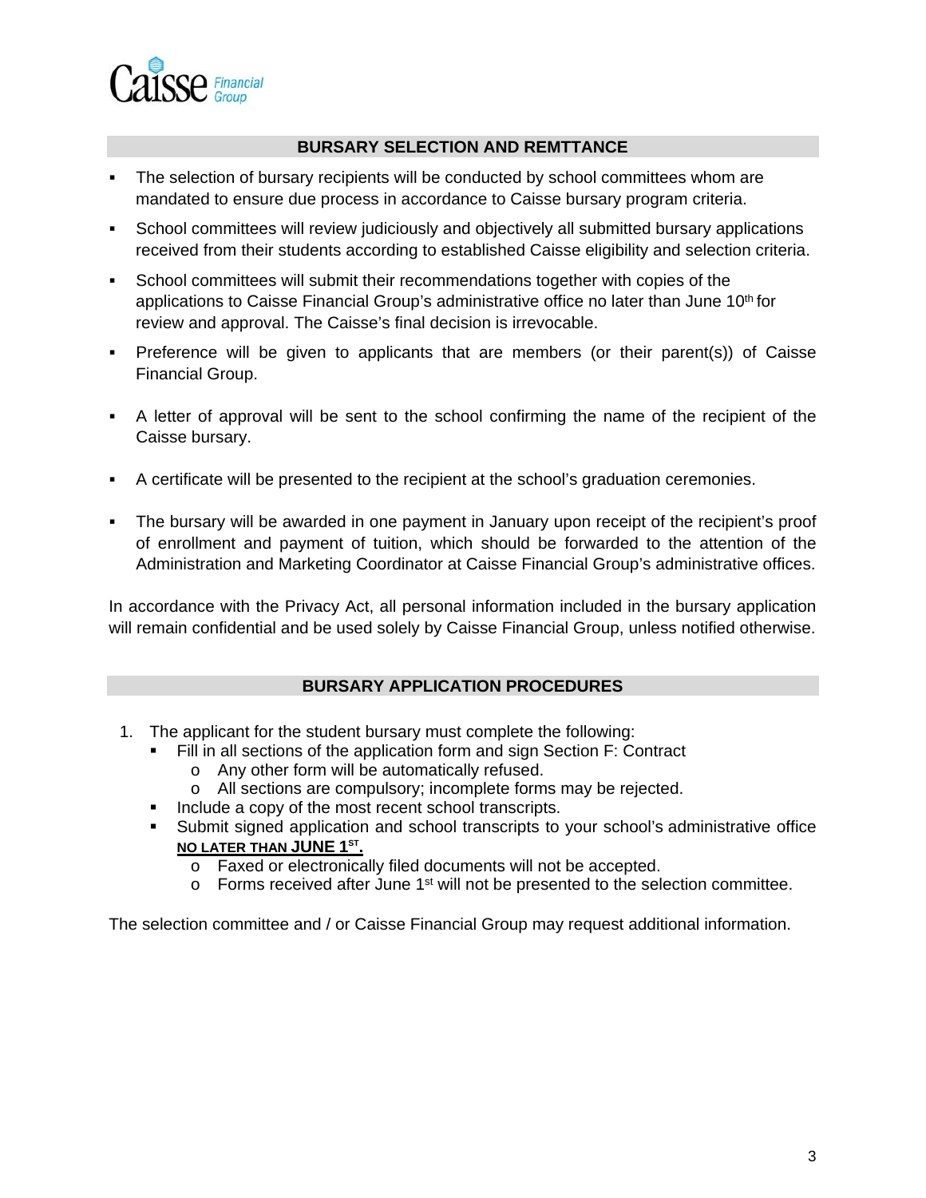## BURSARY SELECTION AND REMTTANCE

- The selection of bursary recipients will be conducted by school committees whom are mandated to ensure due process in accordance to Caisse bursary program criteria.
- School committees will review judiciously and objectively all submitted bursary applications received from their students according to established Caisse eligibility and selection criteria.
- School committees will submit their recommendations together with copies of the applications to Caisse Financial Group's administrative office no later than June 10th for review and approval. The Caisse's final decision is irrevocable.
- Preference will be given to applicants that are members (or their parent(s)) of Caisse Financial Group.
- A letter of approval will be sent to the school confirming the name of the recipient of the Caisse bursary.
- A certificate will be presented to the recipient at the school's graduation ceremonies.
- The bursary will be awarded in one payment in January upon receipt of the recipient's proof of enrollment and payment of tuition, which should be forwarded to the attention of the Administration and Marketing Coordinator at Caisse Financial Group's administrative offices.

In accordance with the Privacy Act, all personal information included in the bursary application will remain confidential and be used solely by Caisse Financial Group, unless notified otherwise.

## BURSARY APPLICATION PROCEDURES

1. The applicant for the student bursary must complete the following:
   - Fill in all sections of the application form and sign Section F: Contract
     - Any other form will be automatically refused.
     - All sections are compulsory; incomplete forms may be rejected.
   - Include a copy of the most recent school transcripts.
   - Submit signed application and school transcripts to your school's administrative office **NO LATER THAN JUNE 1ST.**
     - Faxed or electronically filed documents will not be accepted.
     - Forms received after June 1st will not be presented to the selection committee.

The selection committee and / or Caisse Financial Group may request additional information.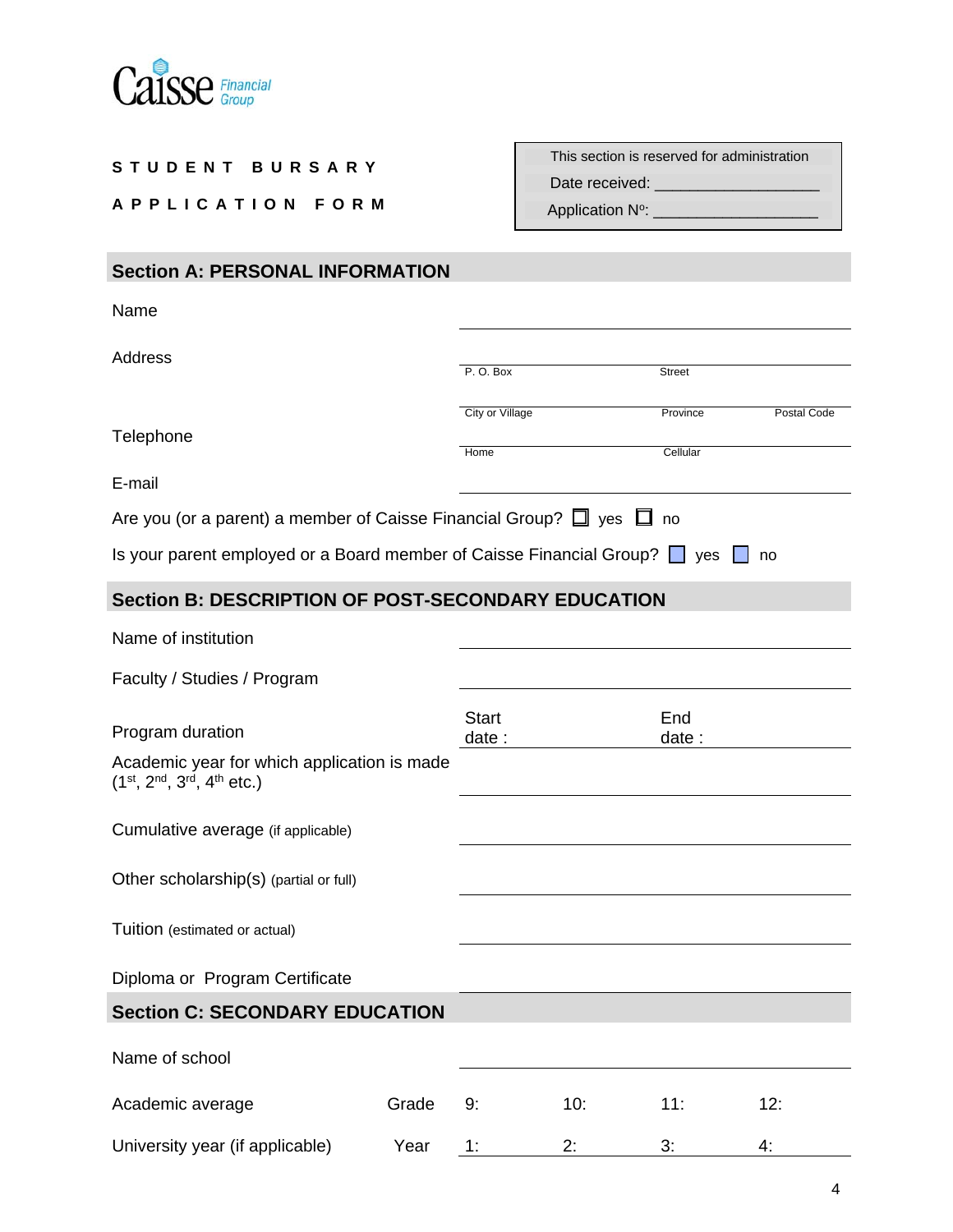Caisse Financial Group

**S T U D E N T   B U R S A R Y**

**A P P L I C A T I O N   F O R M**

| This section is reserved for administration |
|---|
| Date received: ___________________ |
| Application Nº: ___________________ |

## Section A: PERSONAL INFORMATION

Name ______________________________

Address

P. O. Box ______________ Street ______________

City or Village ______________ Province ______________ Postal Code ______________

Telephone

Home ______________ Cellular ______________

E-mail ______________________________

Are you (or a parent) a member of Caisse Financial Group? ☐ yes ☐ no

Is your parent employed or a Board member of Caisse Financial Group? ☐ yes ☐ no

## Section B: DESCRIPTION OF POST-SECONDARY EDUCATION

Name of institution ______________________________

Faculty / Studies / Program ______________________________

Program duration — Start date : ______________ End date : ______________

Academic year for which application is made (1st, 2nd, 3rd, 4th etc.) ______________________________

Cumulative average (if applicable) ______________________________

Other scholarship(s) (partial or full) ______________________________

Tuition (estimated or actual) ______________________________

Diploma or Program Certificate

## Section C: SECONDARY EDUCATION

Name of school ______________________________

| | | | | | |
|---|---|---|---|---|---|
| Academic average | Grade | 9: | 10: | 11: | 12: |
| University year (if applicable) | Year | 1: | 2: | 3: | 4: |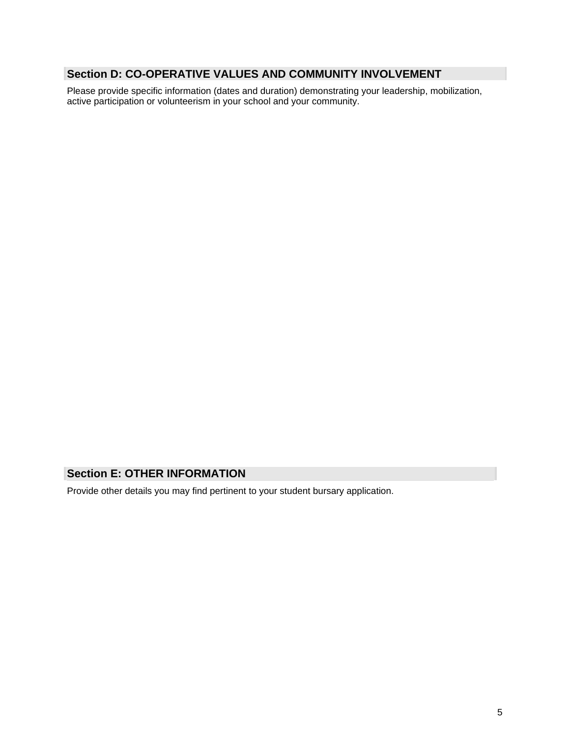## Section D: CO-OPERATIVE VALUES AND COMMUNITY INVOLVEMENT

Please provide specific information (dates and duration) demonstrating your leadership, mobilization, active participation or volunteerism in your school and your community.

## Section E: OTHER INFORMATION

Provide other details you may find pertinent to your student bursary application.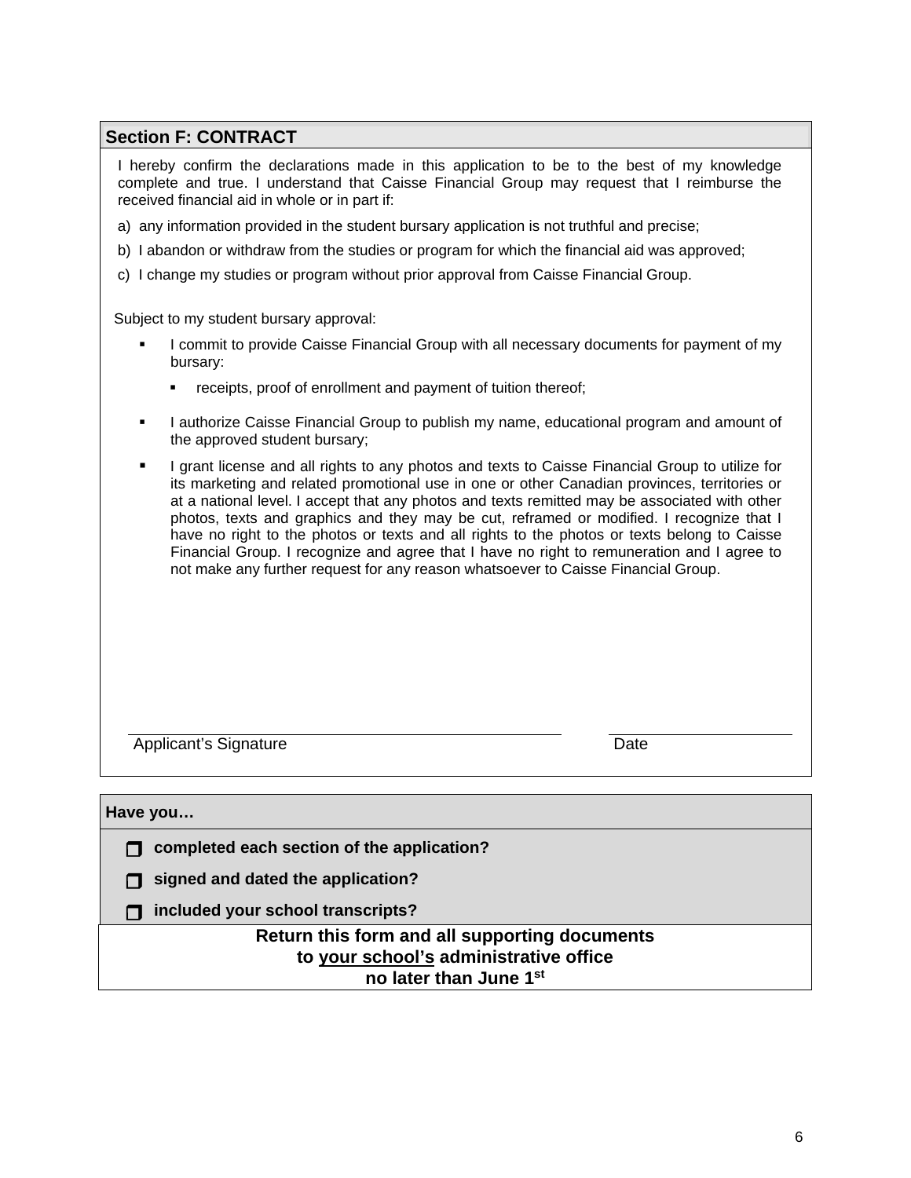## Section F: CONTRACT

I hereby confirm the declarations made in this application to be to the best of my knowledge complete and true. I understand that Caisse Financial Group may request that I reimburse the received financial aid in whole or in part if:

a) any information provided in the student bursary application is not truthful and precise;

b) I abandon or withdraw from the studies or program for which the financial aid was approved;

c) I change my studies or program without prior approval from Caisse Financial Group.

Subject to my student bursary approval:

- I commit to provide Caisse Financial Group with all necessary documents for payment of my bursary:
  - receipts, proof of enrollment and payment of tuition thereof;
- I authorize Caisse Financial Group to publish my name, educational program and amount of the approved student bursary;
- I grant license and all rights to any photos and texts to Caisse Financial Group to utilize for its marketing and related promotional use in one or other Canadian provinces, territories or at a national level. I accept that any photos and texts remitted may be associated with other photos, texts and graphics and they may be cut, reframed or modified. I recognize that I have no right to the photos or texts and all rights to the photos or texts belong to Caisse Financial Group. I recognize and agree that I have no right to remuneration and I agree to not make any further request for any reason whatsoever to Caisse Financial Group.

Applicant's Signature ______________________ Date ____________

**Have you…**

- ☐ **completed each section of the application?**
- ☐ **signed and dated the application?**
- ☐ **included your school transcripts?**

**Return this form and all supporting documents to <u>your school's</u> administrative office no later than June 1st**